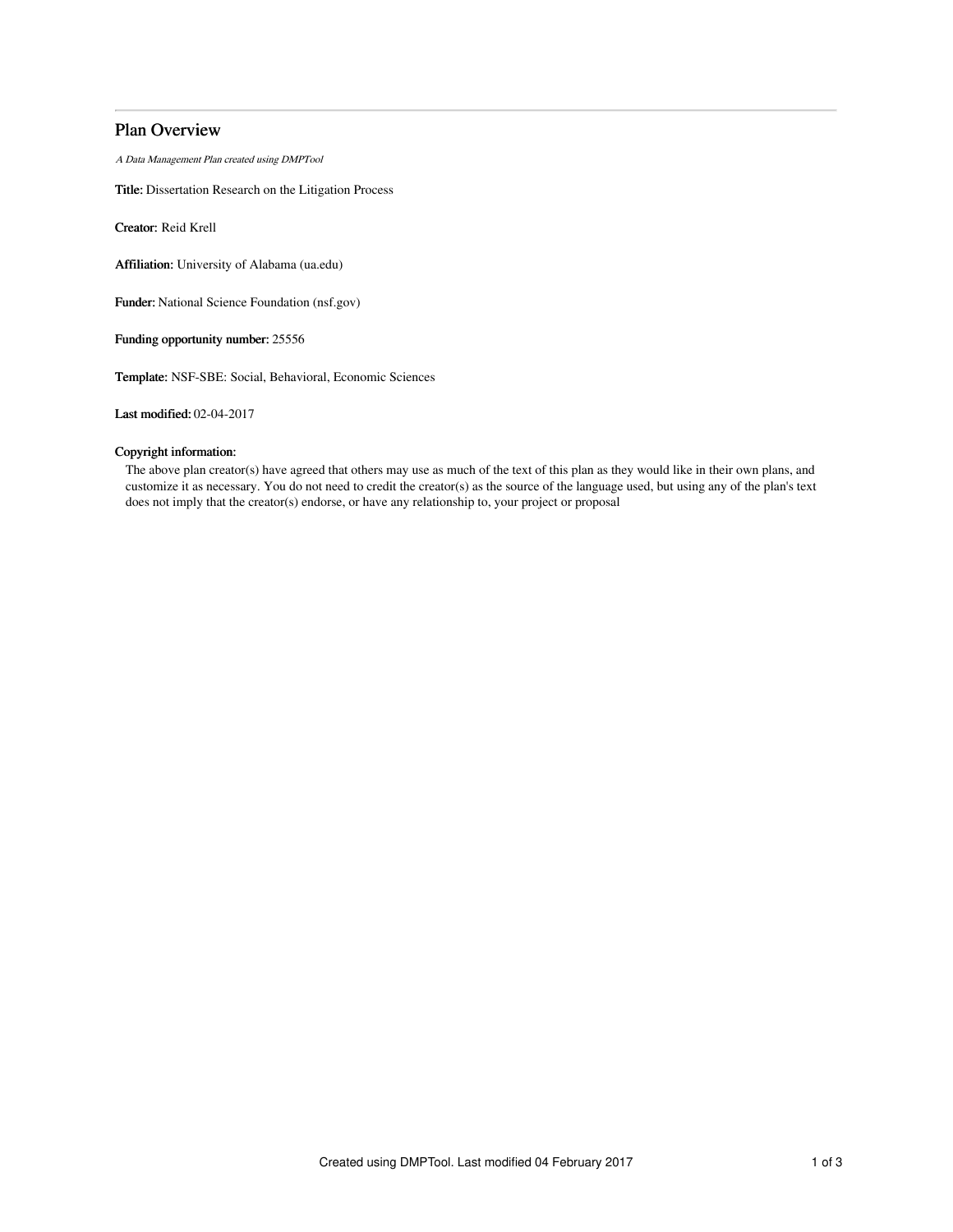# Plan Overview

*A Data Management Plan created using DMPTool*

**Title:** Dissertation Research on the Litigation Process

**Creator:** Reid Krell

**Affiliation:** University of Alabama (ua.edu)

**Funder:** National Science Foundation (nsf.gov)

**Funding opportunity number:** 25556

**Template:** NSF-SBE: Social, Behavioral, Economic Sciences

**Last modified:** 02-04-2017

**Copyright information:**

The above plan creator(s) have agreed that others may use as much of the text of this plan as they would like in their own plans, and customize it as necessary. You do not need to credit the creator(s) as the source of the language used, but using any of the plan's text does not imply that the creator(s) endorse, or have any relationship to, your project or proposal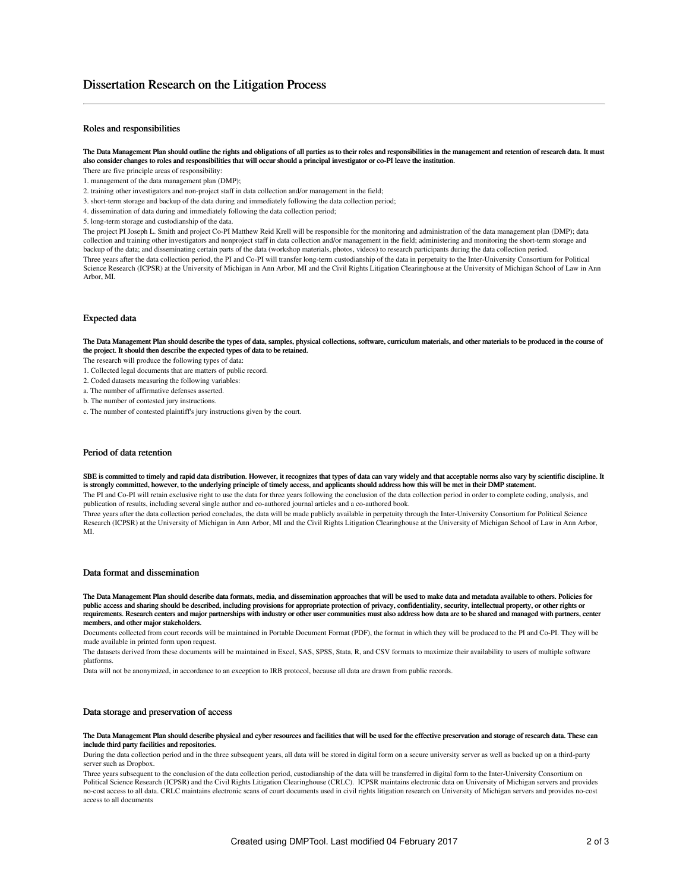# Dissertation Research on the Litigation Process

## Roles and responsibilities

**The Data Management Plan should outline the rights and obligations of all parties as to their roles and responsibilities in the management and retention of research data. It must also consider changes to roles and responsibilities that will occur should a principal investigator or co-PI leave the institution.**

There are five principle areas of responsibility:

1. management of the data management plan (DMP);
2. training other investigators and non-project staff in data collection and/or management in the field;
3. short-term storage and backup of the data during and immediately following the data collection period;
4. dissemination of data during and immediately following the data collection period;
5. long-term storage and custodianship of the data.

The project PI Joseph L. Smith and project Co-PI Matthew Reid Krell will be responsible for the monitoring and administration of the data management plan (DMP); data collection and training other investigators and nonproject staff in data collection and/or management in the field; administering and monitoring the short-term storage and backup of the data; and disseminating certain parts of the data (workshop materials, photos, videos) to research participants during the data collection period.

Three years after the data collection period, the PI and Co-PI will transfer long-term custodianship of the data in perpetuity to the Inter-University Consortium for Political Science Research (ICPSR) at the University of Michigan in Ann Arbor, MI and the Civil Rights Litigation Clearinghouse at the University of Michigan School of Law in Ann Arbor, MI.

## Expected data

**The Data Management Plan should describe the types of data, samples, physical collections, software, curriculum materials, and other materials to be produced in the course of the project. It should then describe the expected types of data to be retained.**

The research will produce the following types of data:

1. Collected legal documents that are matters of public record.
2. Coded datasets measuring the following variables:

a. The number of affirmative defenses asserted.

b. The number of contested jury instructions.

c. The number of contested plaintiff's jury instructions given by the court.

## Period of data retention

**SBE is committed to timely and rapid data distribution. However, it recognizes that types of data can vary widely and that acceptable norms also vary by scientific discipline. It is strongly committed, however, to the underlying principle of timely access, and applicants should address how this will be met in their DMP statement.**

The PI and Co-PI will retain exclusive right to use the data for three years following the conclusion of the data collection period in order to complete coding, analysis, and publication of results, including several single author and co-authored journal articles and a co-authored book.

Three years after the data collection period concludes, the data will be made publicly available in perpetuity through the Inter-University Consortium for Political Science Research (ICPSR) at the University of Michigan in Ann Arbor, MI and the Civil Rights Litigation Clearinghouse at the University of Michigan School of Law in Ann Arbor, MI.

## Data format and dissemination

**The Data Management Plan should describe data formats, media, and dissemination approaches that will be used to make data and metadata available to others. Policies for public access and sharing should be described, including provisions for appropriate protection of privacy, confidentiality, security, intellectual property, or other rights or requirements. Research centers and major partnerships with industry or other user communities must also address how data are to be shared and managed with partners, center members, and other major stakeholders.**

Documents collected from court records will be maintained in Portable Document Format (PDF), the format in which they will be produced to the PI and Co-PI. They will be made available in printed form upon request.

The datasets derived from these documents will be maintained in Excel, SAS, SPSS, Stata, R, and CSV formats to maximize their availability to users of multiple software platforms.

Data will not be anonymized, in accordance to an exception to IRB protocol, because all data are drawn from public records.

## Data storage and preservation of access

**The Data Management Plan should describe physical and cyber resources and facilities that will be used for the effective preservation and storage of research data. These can include third party facilities and repositories.**

During the data collection period and in the three subsequent years, all data will be stored in digital form on a secure university server as well as backed up on a third-party server such as Dropbox.

Three years subsequent to the conclusion of the data collection period, custodianship of the data will be transferred in digital form to the Inter-University Consortium on Political Science Research (ICPSR) and the Civil Rights Litigation Clearinghouse (CRLC). ICPSR maintains electronic data on University of Michigan servers and provides no-cost access to all data. CRLC maintains electronic scans of court documents used in civil rights litigation research on University of Michigan servers and provides no-cost access to all documents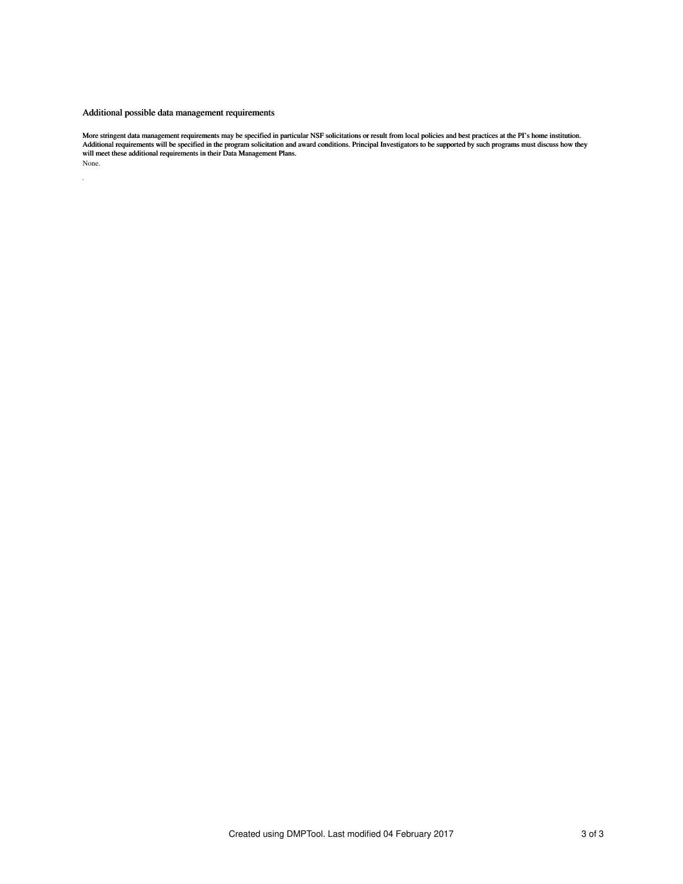## Additional possible data management requirements

**More stringent data management requirements may be specified in particular NSF solicitations or result from local policies and best practices at the PI's home institution. Additional requirements will be specified in the program solicitation and award conditions. Principal Investigators to be supported by such programs must discuss how they will meet these additional requirements in their Data Management Plans.**

None.

Created using DMPTool. Last modified 04 February 2017